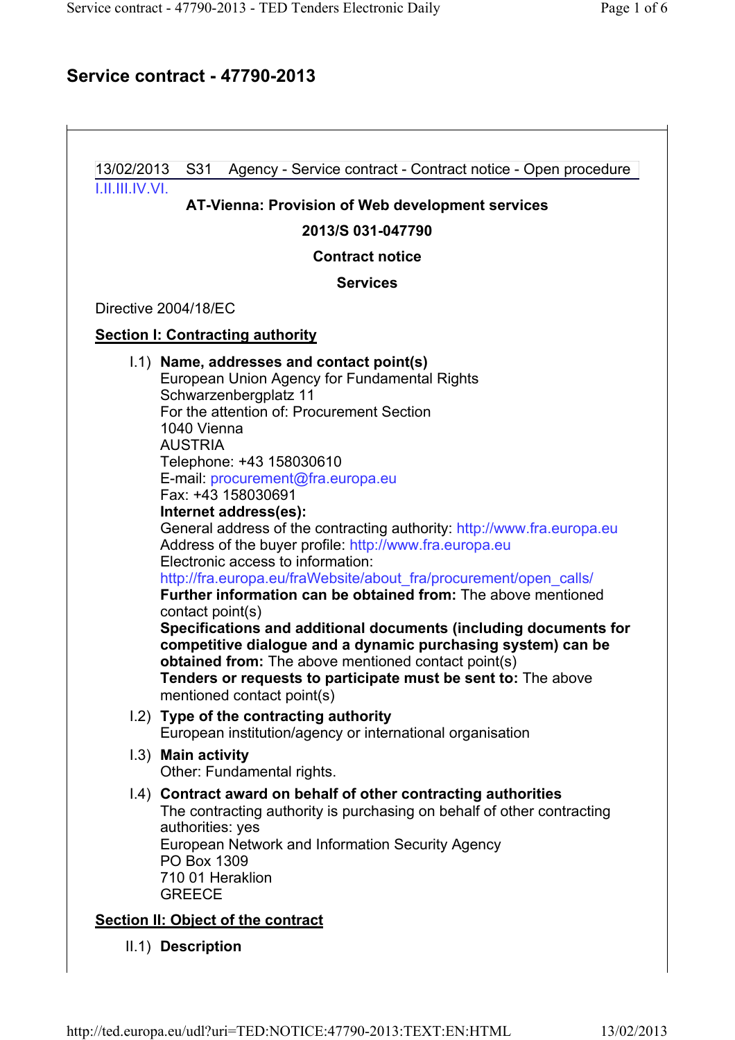# Service contract - 47790-2013

13/02/2013 S31 Agency - Service contract - Contract notice - Open procedure

I.II.III.IV.VI.

**AT-Vienna: Provision of Web development services**

**2013/S 031-047790**

**Contract notice**

**Services**

Directive 2004/18/EC

## Section I: Contracting authority

I.1) **Name, addresses and contact point(s)**
European Union Agency for Fundamental Rights
Schwarzenbergplatz 11
For the attention of: Procurement Section
1040 Vienna
AUSTRIA
Telephone: +43 158030610
E-mail: procurement@fra.europa.eu
Fax: +43 158030691
**Internet address(es):**
General address of the contracting authority: http://www.fra.europa.eu
Address of the buyer profile: http://www.fra.europa.eu
Electronic access to information:
http://fra.europa.eu/fraWebsite/about_fra/procurement/open_calls/
**Further information can be obtained from:** The above mentioned contact point(s)
**Specifications and additional documents (including documents for competitive dialogue and a dynamic purchasing system) can be obtained from:** The above mentioned contact point(s)
**Tenders or requests to participate must be sent to:** The above mentioned contact point(s)

I.2) **Type of the contracting authority**
European institution/agency or international organisation

I.3) **Main activity**
Other: Fundamental rights.

I.4) **Contract award on behalf of other contracting authorities**
The contracting authority is purchasing on behalf of other contracting authorities: yes
European Network and Information Security Agency
PO Box 1309
710 01 Heraklion
GREECE

## Section II: Object of the contract

II.1) **Description**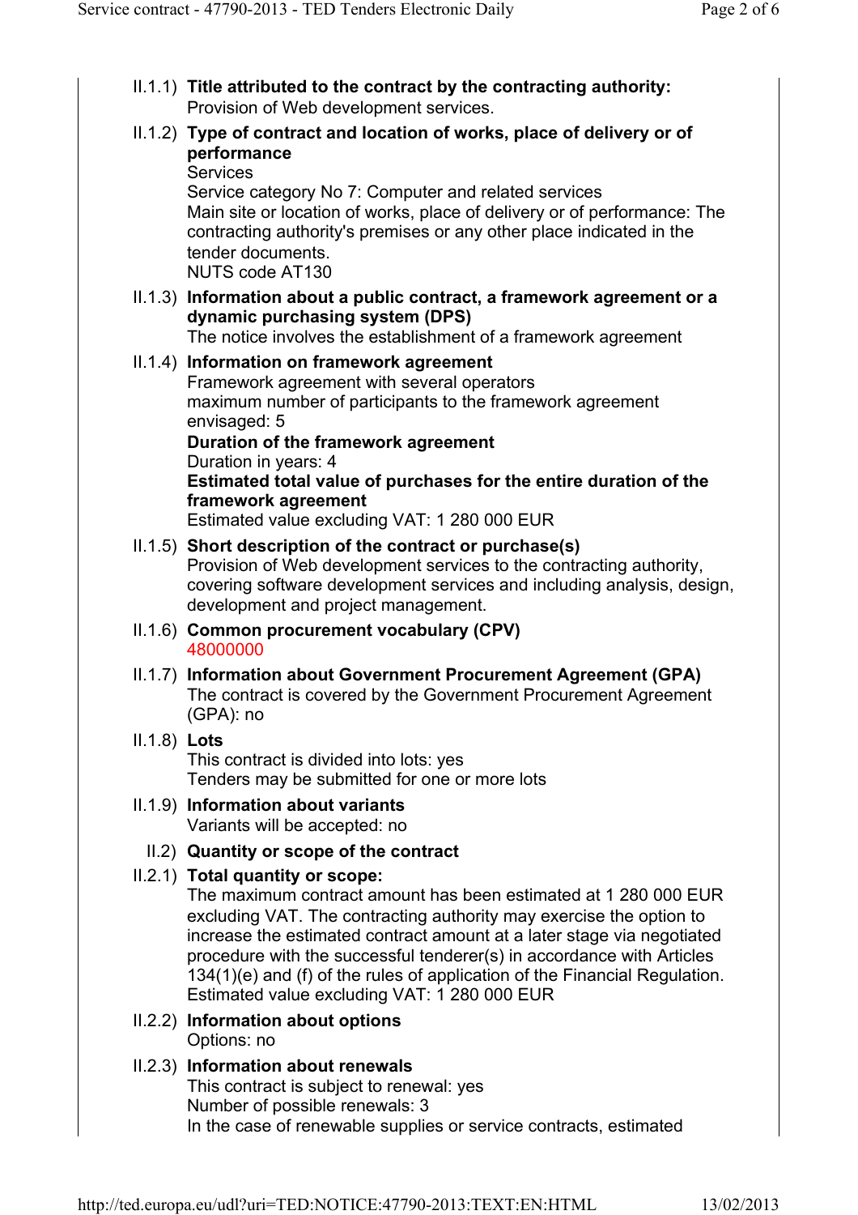II.1.1) **Title attributed to the contract by the contracting authority:**
Provision of Web development services.

II.1.2) **Type of contract and location of works, place of delivery or of performance**
Services
Service category No 7: Computer and related services
Main site or location of works, place of delivery or of performance: The contracting authority's premises or any other place indicated in the tender documents.
NUTS code AT130

II.1.3) **Information about a public contract, a framework agreement or a dynamic purchasing system (DPS)**
The notice involves the establishment of a framework agreement

II.1.4) **Information on framework agreement**
Framework agreement with several operators
maximum number of participants to the framework agreement envisaged: 5
**Duration of the framework agreement**
Duration in years: 4
**Estimated total value of purchases for the entire duration of the framework agreement**
Estimated value excluding VAT: 1 280 000 EUR

II.1.5) **Short description of the contract or purchase(s)**
Provision of Web development services to the contracting authority, covering software development services and including analysis, design, development and project management.

II.1.6) **Common procurement vocabulary (CPV)**
48000000

II.1.7) **Information about Government Procurement Agreement (GPA)**
The contract is covered by the Government Procurement Agreement (GPA): no

II.1.8) **Lots**
This contract is divided into lots: yes
Tenders may be submitted for one or more lots

II.1.9) **Information about variants**
Variants will be accepted: no

II.2) **Quantity or scope of the contract**

II.2.1) **Total quantity or scope:**
The maximum contract amount has been estimated at 1 280 000 EUR excluding VAT. The contracting authority may exercise the option to increase the estimated contract amount at a later stage via negotiated procedure with the successful tenderer(s) in accordance with Articles 134(1)(e) and (f) of the rules of application of the Financial Regulation.
Estimated value excluding VAT: 1 280 000 EUR

II.2.2) **Information about options**
Options: no

II.2.3) **Information about renewals**
This contract is subject to renewal: yes
Number of possible renewals: 3
In the case of renewable supplies or service contracts, estimated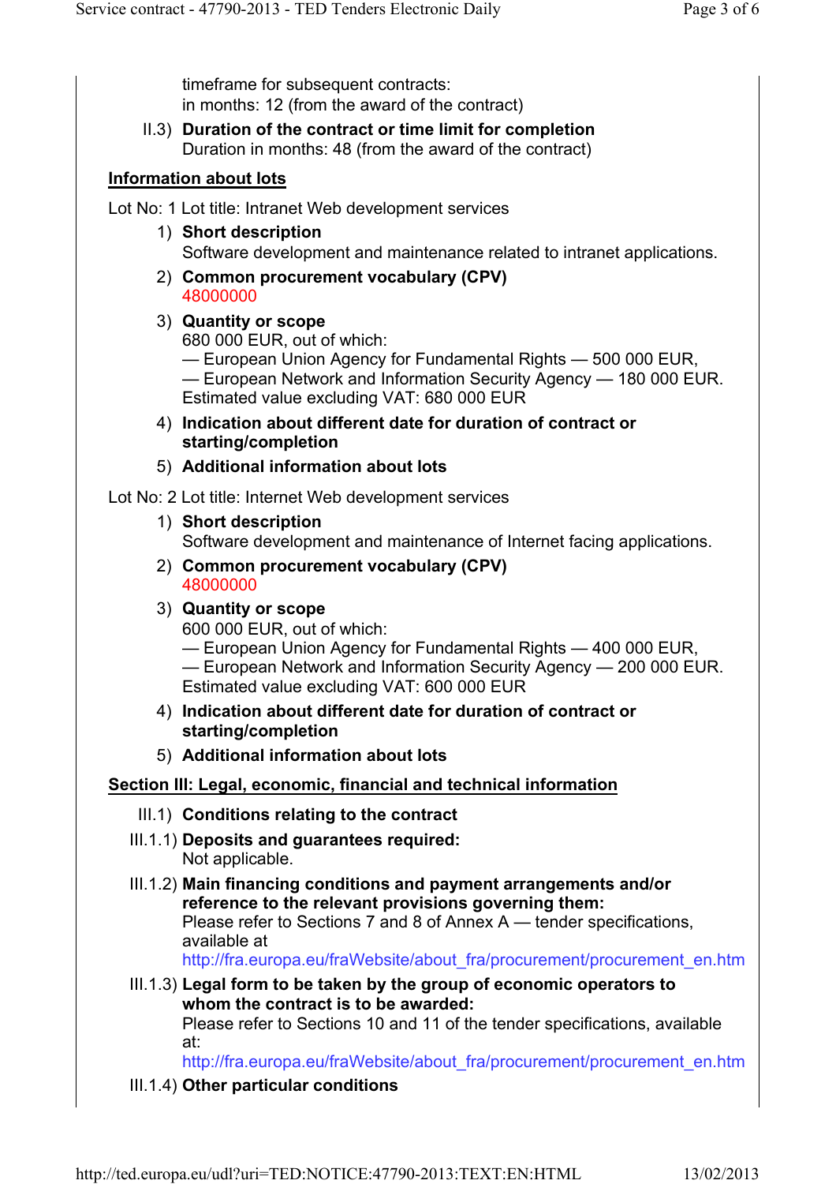timeframe for subsequent contracts:
in months: 12 (from the award of the contract)

II.3) **Duration of the contract or time limit for completion**
Duration in months: 48 (from the award of the contract)

**Information about lots**

Lot No: 1 Lot title: Intranet Web development services

1) **Short description**
Software development and maintenance related to intranet applications.

2) **Common procurement vocabulary (CPV)**
48000000

3) **Quantity or scope**
680 000 EUR, out of which:
— European Union Agency for Fundamental Rights — 500 000 EUR,
— European Network and Information Security Agency — 180 000 EUR.
Estimated value excluding VAT: 680 000 EUR

4) **Indication about different date for duration of contract or starting/completion**

5) **Additional information about lots**

Lot No: 2 Lot title: Internet Web development services

1) **Short description**
Software development and maintenance of Internet facing applications.

2) **Common procurement vocabulary (CPV)**
48000000

3) **Quantity or scope**
600 000 EUR, out of which:
— European Union Agency for Fundamental Rights — 400 000 EUR,
— European Network and Information Security Agency — 200 000 EUR.
Estimated value excluding VAT: 600 000 EUR

4) **Indication about different date for duration of contract or starting/completion**

5) **Additional information about lots**

## Section III: Legal, economic, financial and technical information

III.1) **Conditions relating to the contract**

III.1.1) **Deposits and guarantees required:**
Not applicable.

III.1.2) **Main financing conditions and payment arrangements and/or reference to the relevant provisions governing them:**
Please refer to Sections 7 and 8 of Annex A — tender specifications, available at
http://fra.europa.eu/fraWebsite/about_fra/procurement/procurement_en.htm

III.1.3) **Legal form to be taken by the group of economic operators to whom the contract is to be awarded:**
Please refer to Sections 10 and 11 of the tender specifications, available at:
http://fra.europa.eu/fraWebsite/about_fra/procurement/procurement_en.htm

III.1.4) **Other particular conditions**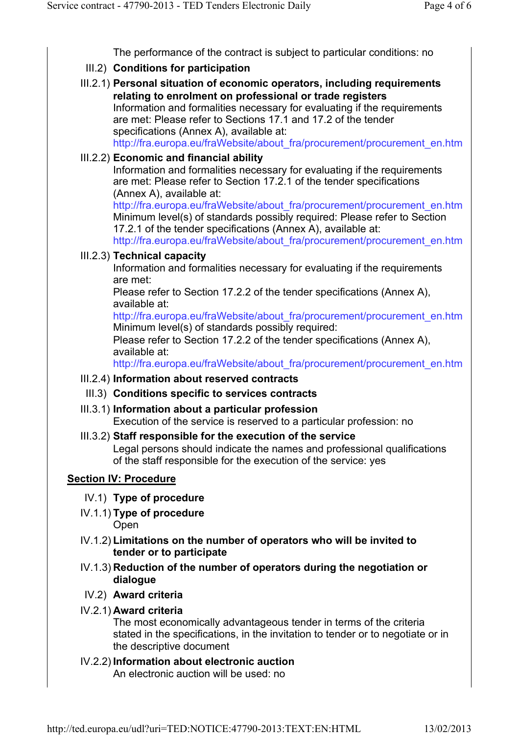The performance of the contract is subject to particular conditions: no

III.2) **Conditions for participation**

III.2.1) **Personal situation of economic operators, including requirements relating to enrolment on professional or trade registers**
Information and formalities necessary for evaluating if the requirements are met: Please refer to Sections 17.1 and 17.2 of the tender specifications (Annex A), available at:
http://fra.europa.eu/fraWebsite/about_fra/procurement/procurement_en.htm

III.2.2) **Economic and financial ability**
Information and formalities necessary for evaluating if the requirements are met: Please refer to Section 17.2.1 of the tender specifications (Annex A), available at:
http://fra.europa.eu/fraWebsite/about_fra/procurement/procurement_en.htm
Minimum level(s) of standards possibly required: Please refer to Section 17.2.1 of the tender specifications (Annex A), available at:
http://fra.europa.eu/fraWebsite/about_fra/procurement/procurement_en.htm

III.2.3) **Technical capacity**
Information and formalities necessary for evaluating if the requirements are met:
Please refer to Section 17.2.2 of the tender specifications (Annex A), available at:
http://fra.europa.eu/fraWebsite/about_fra/procurement/procurement_en.htm
Minimum level(s) of standards possibly required:
Please refer to Section 17.2.2 of the tender specifications (Annex A), available at:
http://fra.europa.eu/fraWebsite/about_fra/procurement/procurement_en.htm

III.2.4) **Information about reserved contracts**

III.3) **Conditions specific to services contracts**

III.3.1) **Information about a particular profession**
Execution of the service is reserved to a particular profession: no

III.3.2) **Staff responsible for the execution of the service**
Legal persons should indicate the names and professional qualifications of the staff responsible for the execution of the service: yes

## Section IV: Procedure

IV.1) **Type of procedure**

IV.1.1) **Type of procedure**
Open

IV.1.2) **Limitations on the number of operators who will be invited to tender or to participate**

IV.1.3) **Reduction of the number of operators during the negotiation or dialogue**

IV.2) **Award criteria**

IV.2.1) **Award criteria**
The most economically advantageous tender in terms of the criteria stated in the specifications, in the invitation to tender or to negotiate or in the descriptive document

IV.2.2) **Information about electronic auction**
An electronic auction will be used: no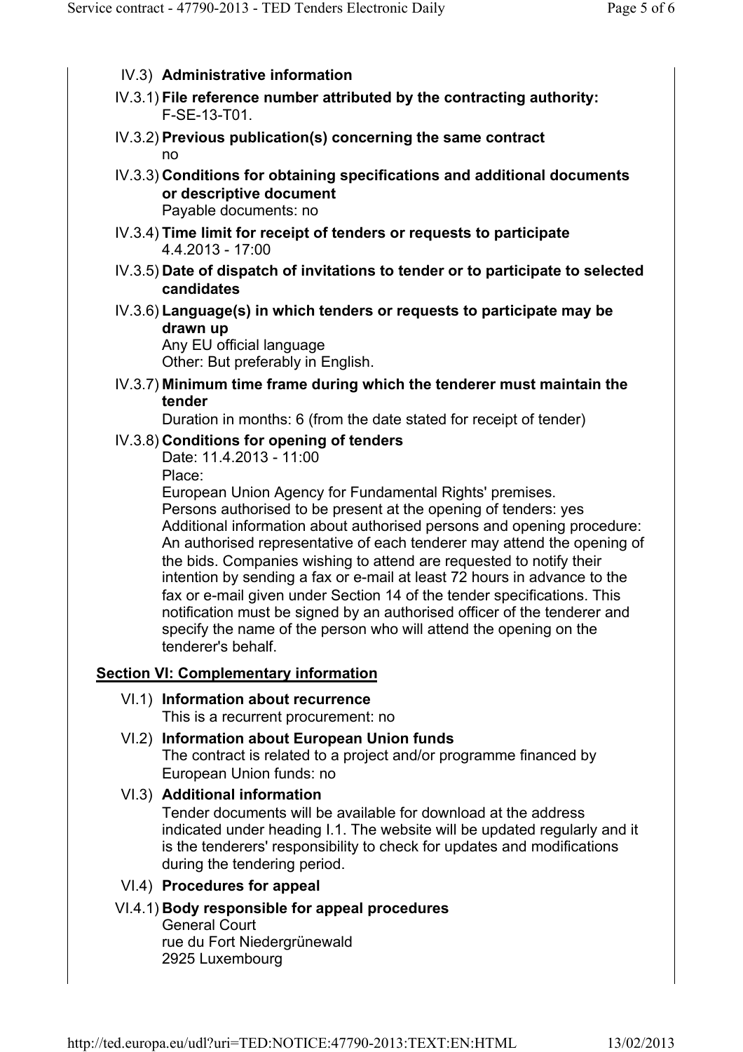IV.3) **Administrative information**

IV.3.1) **File reference number attributed by the contracting authority:**
F-SE-13-T01.

IV.3.2) **Previous publication(s) concerning the same contract**
no

IV.3.3) **Conditions for obtaining specifications and additional documents or descriptive document**
Payable documents: no

IV.3.4) **Time limit for receipt of tenders or requests to participate**
4.4.2013 - 17:00

IV.3.5) **Date of dispatch of invitations to tender or to participate to selected candidates**

IV.3.6) **Language(s) in which tenders or requests to participate may be drawn up**
Any EU official language
Other: But preferably in English.

IV.3.7) **Minimum time frame during which the tenderer must maintain the tender**
Duration in months: 6 (from the date stated for receipt of tender)

IV.3.8) **Conditions for opening of tenders**
Date: 11.4.2013 - 11:00
Place:
European Union Agency for Fundamental Rights' premises.
Persons authorised to be present at the opening of tenders: yes
Additional information about authorised persons and opening procedure: An authorised representative of each tenderer may attend the opening of the bids. Companies wishing to attend are requested to notify their intention by sending a fax or e-mail at least 72 hours in advance to the fax or e-mail given under Section 14 of the tender specifications. This notification must be signed by an authorised officer of the tenderer and specify the name of the person who will attend the opening on the tenderer's behalf.

## Section VI: Complementary information

VI.1) **Information about recurrence**
This is a recurrent procurement: no

VI.2) **Information about European Union funds**
The contract is related to a project and/or programme financed by European Union funds: no

VI.3) **Additional information**
Tender documents will be available for download at the address indicated under heading I.1. The website will be updated regularly and it is the tenderers' responsibility to check for updates and modifications during the tendering period.

VI.4) **Procedures for appeal**

VI.4.1) **Body responsible for appeal procedures**
General Court
rue du Fort Niedergrünewald
2925 Luxembourg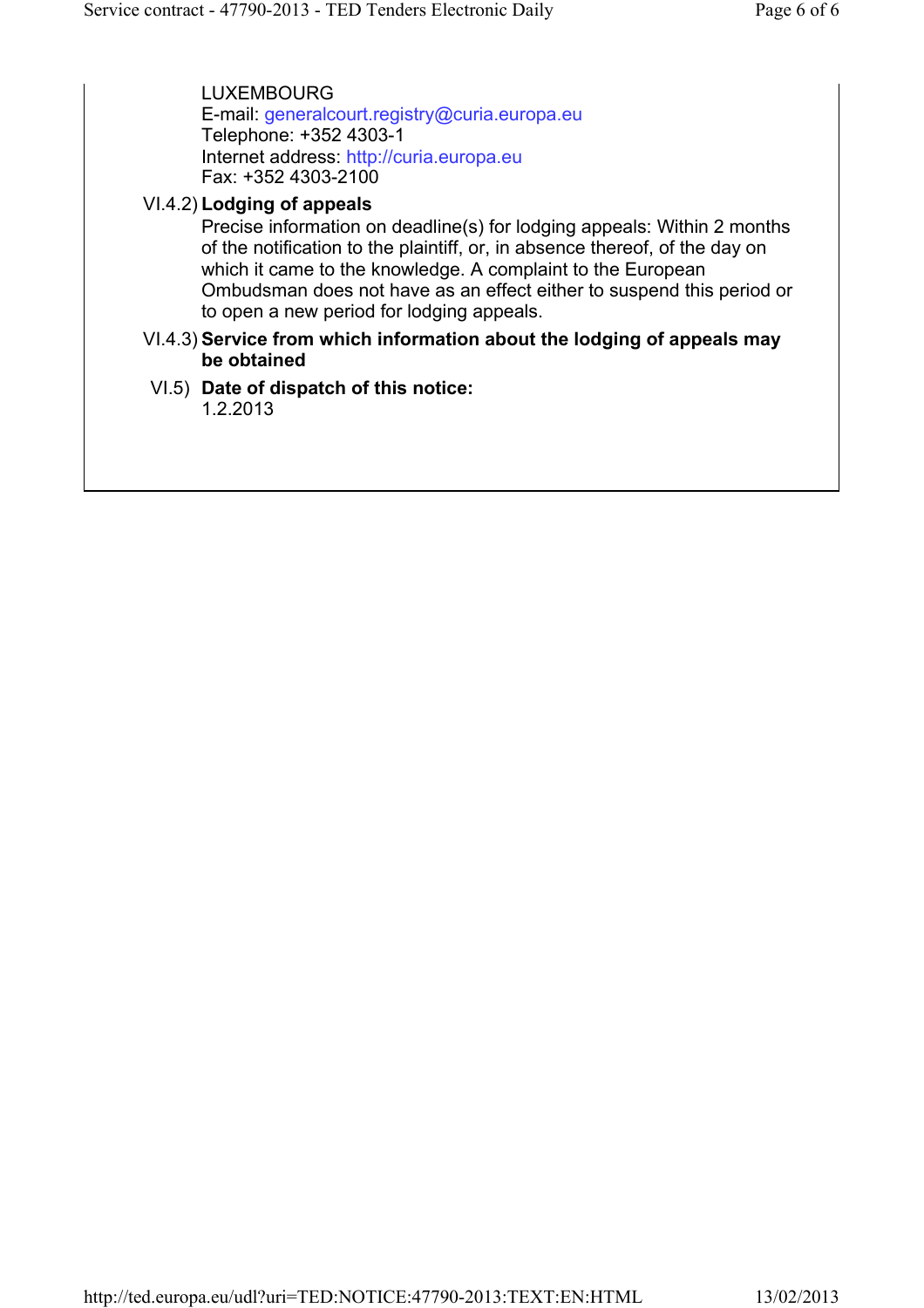LUXEMBOURG
E-mail: generalcourt.registry@curia.europa.eu
Telephone: +352 4303-1
Internet address: http://curia.europa.eu
Fax: +352 4303-2100

VI.4.2) **Lodging of appeals**

Precise information on deadline(s) for lodging appeals: Within 2 months of the notification to the plaintiff, or, in absence thereof, of the day on which it came to the knowledge. A complaint to the European Ombudsman does not have as an effect either to suspend this period or to open a new period for lodging appeals.

VI.4.3) **Service from which information about the lodging of appeals may be obtained**

VI.5) **Date of dispatch of this notice:**

1.2.2013